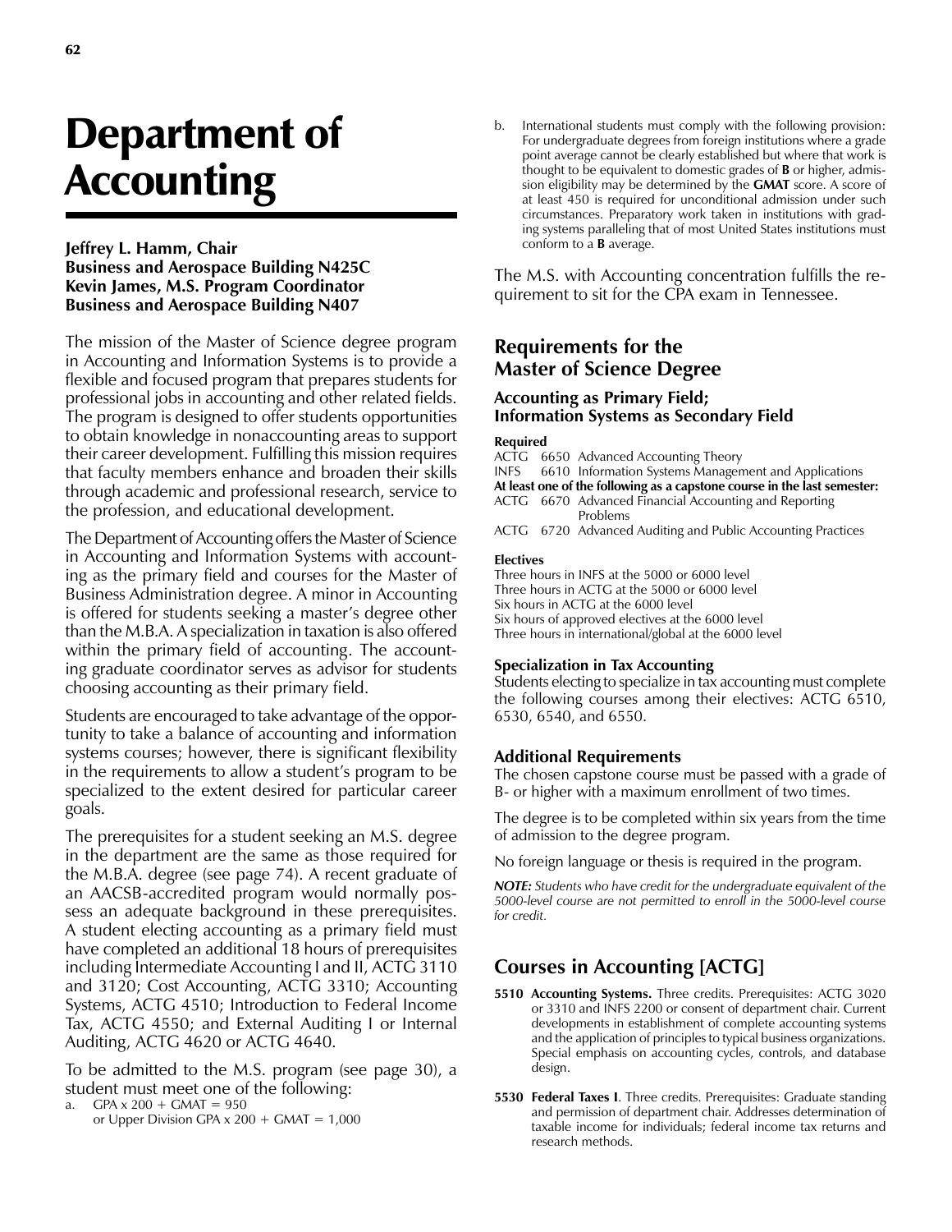# Department of Accounting

**Jeffrey L. Hamm, Chair**
**Business and Aerospace Building N425C**
**Kevin James, M.S. Program Coordinator**
**Business and Aerospace Building N407**

The mission of the Master of Science degree program in Accounting and Information Systems is to provide a flexible and focused program that prepares students for professional jobs in accounting and other related fields. The program is designed to offer students opportunities to obtain knowledge in nonaccounting areas to support their career development. Fulfilling this mission requires that faculty members enhance and broaden their skills through academic and professional research, service to the profession, and educational development.

The Department of Accounting offers the Master of Science in Accounting and Information Systems with accounting as the primary field and courses for the Master of Business Administration degree. A minor in Accounting is offered for students seeking a master's degree other than the M.B.A. A specialization in taxation is also offered within the primary field of accounting. The accounting graduate coordinator serves as advisor for students choosing accounting as their primary field.

Students are encouraged to take advantage of the opportunity to take a balance of accounting and information systems courses; however, there is significant flexibility in the requirements to allow a student's program to be specialized to the extent desired for particular career goals.

The prerequisites for a student seeking an M.S. degree in the department are the same as those required for the M.B.A. degree (see page 74). A recent graduate of an AACSB-accredited program would normally possess an adequate background in these prerequisites. A student electing accounting as a primary field must have completed an additional 18 hours of prerequisites including Intermediate Accounting I and II, ACTG 3110 and 3120; Cost Accounting, ACTG 3310; Accounting Systems, ACTG 4510; Introduction to Federal Income Tax, ACTG 4550; and External Auditing I or Internal Auditing, ACTG 4620 or ACTG 4640.

To be admitted to the M.S. program (see page 30), a student must meet one of the following:

a. GPA x 200 + GMAT = 950
   or Upper Division GPA x 200 + GMAT = 1,000

b. International students must comply with the following provision: For undergraduate degrees from foreign institutions where a grade point average cannot be clearly established but where that work is thought to be equivalent to domestic grades of **B** or higher, admission eligibility may be determined by the **GMAT** score. A score of at least 450 is required for unconditional admission under such circumstances. Preparatory work taken in institutions with grading systems paralleling that of most United States institutions must conform to a **B** average.

The M.S. with Accounting concentration fulfills the requirement to sit for the CPA exam in Tennessee.

## Requirements for the Master of Science Degree

### Accounting as Primary Field; Information Systems as Secondary Field

**Required**

ACTG 6650 Advanced Accounting Theory
INFS 6610 Information Systems Management and Applications

**At least one of the following as a capstone course in the last semester:**

ACTG 6670 Advanced Financial Accounting and Reporting Problems
ACTG 6720 Advanced Auditing and Public Accounting Practices

**Electives**

Three hours in INFS at the 5000 or 6000 level
Three hours in ACTG at the 5000 or 6000 level
Six hours in ACTG at the 6000 level
Six hours of approved electives at the 6000 level
Three hours in international/global at the 6000 level

### Specialization in Tax Accounting

Students electing to specialize in tax accounting must complete the following courses among their electives: ACTG 6510, 6530, 6540, and 6550.

### Additional Requirements

The chosen capstone course must be passed with a grade of B- or higher with a maximum enrollment of two times.

The degree is to be completed within six years from the time of admission to the degree program.

No foreign language or thesis is required in the program.

***NOTE:*** *Students who have credit for the undergraduate equivalent of the 5000-level course are not permitted to enroll in the 5000-level course for credit.*

## Courses in Accounting [ACTG]

**5510 Accounting Systems.** Three credits. Prerequisites: ACTG 3020 or 3310 and INFS 2200 or consent of department chair. Current developments in establishment of complete accounting systems and the application of principles to typical business organizations. Special emphasis on accounting cycles, controls, and database design.

**5530 Federal Taxes I**. Three credits. Prerequisites: Graduate standing and permission of department chair. Addresses determination of taxable income for individuals; federal income tax returns and research methods.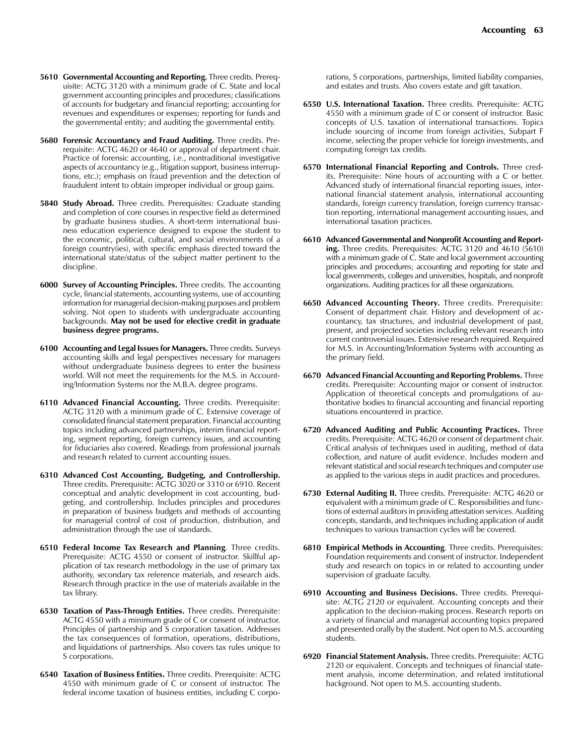**5610 Governmental Accounting and Reporting.** Three credits. Prerequisite: ACTG 3120 with a minimum grade of C. State and local government accounting principles and procedures; classifications of accounts for budgetary and financial reporting; accounting for revenues and expenditures or expenses; reporting for funds and the governmental entity; and auditing the governmental entity.

**5680 Forensic Accountancy and Fraud Auditing.** Three credits. Prerequisite: ACTG 4620 or 4640 or approval of department chair. Practice of forensic accounting, i.e., nontraditional investigative aspects of accountancy (e.g., litigation support, business interruptions, etc.); emphasis on fraud prevention and the detection of fraudulent intent to obtain improper individual or group gains.

**5840 Study Abroad.** Three credits. Prerequisites: Graduate standing and completion of core courses in respective field as determined by graduate business studies. A short-term international business education experience designed to expose the student to the economic, political, cultural, and social environments of a foreign country(ies), with specific emphasis directed toward the international state/status of the subject matter pertinent to the discipline.

**6000 Survey of Accounting Principles.** Three credits. The accounting cycle, financial statements, accounting systems, use of accounting information for managerial decision-making purposes and problem solving. Not open to students with undergraduate accounting backgrounds. **May not be used for elective credit in graduate business degree programs.**

**6100 Accounting and Legal Issues for Managers.** Three credits. Surveys accounting skills and legal perspectives necessary for managers without undergraduate business degrees to enter the business world. Will not meet the requirements for the M.S. in Accounting/Information Systems nor the M.B.A. degree programs.

**6110 Advanced Financial Accounting.** Three credits. Prerequisite: ACTG 3120 with a minimum grade of C. Extensive coverage of consolidated financial statement preparation. Financial accounting topics including advanced partnerships, interim financial reporting, segment reporting, foreign currency issues, and accounting for fiduciaries also covered. Readings from professional journals and research related to current accounting issues.

**6310 Advanced Cost Accounting, Budgeting, and Controllership.** Three credits. Prerequisite: ACTG 3020 or 3310 or 6910. Recent conceptual and analytic development in cost accounting, budgeting, and controllership. Includes principles and procedures in preparation of business budgets and methods of accounting for managerial control of cost of production, distribution, and administration through the use of standards.

**6510 Federal Income Tax Research and Planning**. Three credits. Prerequisite: ACTG 4550 or consent of instructor. Skillful application of tax research methodology in the use of primary tax authority, secondary tax reference materials, and research aids. Research through practice in the use of materials available in the tax library.

**6530 Taxation of Pass-Through Entities.** Three credits. Prerequisite: ACTG 4550 with a minimum grade of C or consent of instructor. Principles of partnership and S corporation taxation. Addresses the tax consequences of formation, operations, distributions, and liquidations of partnerships. Also covers tax rules unique to S corporations.

**6540 Taxation of Business Entities.** Three credits. Prerequisite: ACTG 4550 with minimum grade of C or consent of instructor. The federal income taxation of business entities, including C corporations, S corporations, partnerships, limited liability companies, and estates and trusts. Also covers estate and gift taxation.

**6550 U.S. International Taxation.** Three credits. Prerequisite: ACTG 4550 with a minimum grade of C or consent of instructor. Basic concepts of U.S. taxation of international transactions. Topics include sourcing of income from foreign activities, Subpart F income, selecting the proper vehicle for foreign investments, and computing foreign tax credits.

**6570 International Financial Reporting and Controls.** Three credits. Prerequisite: Nine hours of accounting with a C or better. Advanced study of international financial reporting issues, international financial statement analysis, international accounting standards, foreign currency translation, foreign currency transaction reporting, international management accounting issues, and international taxation practices.

**6610 Advanced Governmental and Nonprofit Accounting and Reporting.** Three credits. Prerequisites: ACTG 3120 and 4610 (5610) with a minimum grade of C. State and local government accounting principles and procedures; accounting and reporting for state and local governments, colleges and universities, hospitals, and nonprofit organizations. Auditing practices for all these organizations.

**6650 Advanced Accounting Theory.** Three credits. Prerequisite: Consent of department chair. History and development of accountancy, tax structures, and industrial development of past, present, and projected societies including relevant research into current controversial issues. Extensive research required. Required for M.S. in Accounting/Information Systems with accounting as the primary field.

**6670 Advanced Financial Accounting and Reporting Problems.** Three credits. Prerequisite: Accounting major or consent of instructor. Application of theoretical concepts and promulgations of authoritative bodies to financial accounting and financial reporting situations encountered in practice.

**6720 Advanced Auditing and Public Accounting Practices.** Three credits. Prerequisite: ACTG 4620 or consent of department chair. Critical analysis of techniques used in auditing, method of data collection, and nature of audit evidence. Includes modern and relevant statistical and social research techniques and computer use as applied to the various steps in audit practices and procedures.

**6730 External Auditing II.** Three credits. Prerequisite: ACTG 4620 or equivalent with a minimum grade of C. Responsibilities and functions of external auditors in providing attestation services. Auditing concepts, standards, and techniques including application of audit techniques to various transaction cycles will be covered.

**6810 Empirical Methods in Accounting**. Three credits. Prerequisites: Foundation requirements and consent of instructor. Independent study and research on topics in or related to accounting under supervision of graduate faculty.

**6910 Accounting and Business Decisions.** Three credits. Prerequisite: ACTG 2120 or equivalent. Accounting concepts and their application to the decision-making process. Research reports on a variety of financial and managerial accounting topics prepared and presented orally by the student. Not open to M.S. accounting students.

**6920 Financial Statement Analysis.** Three credits. Prerequisite: ACTG 2120 or equivalent. Concepts and techniques of financial statement analysis, income determination, and related institutional background. Not open to M.S. accounting students.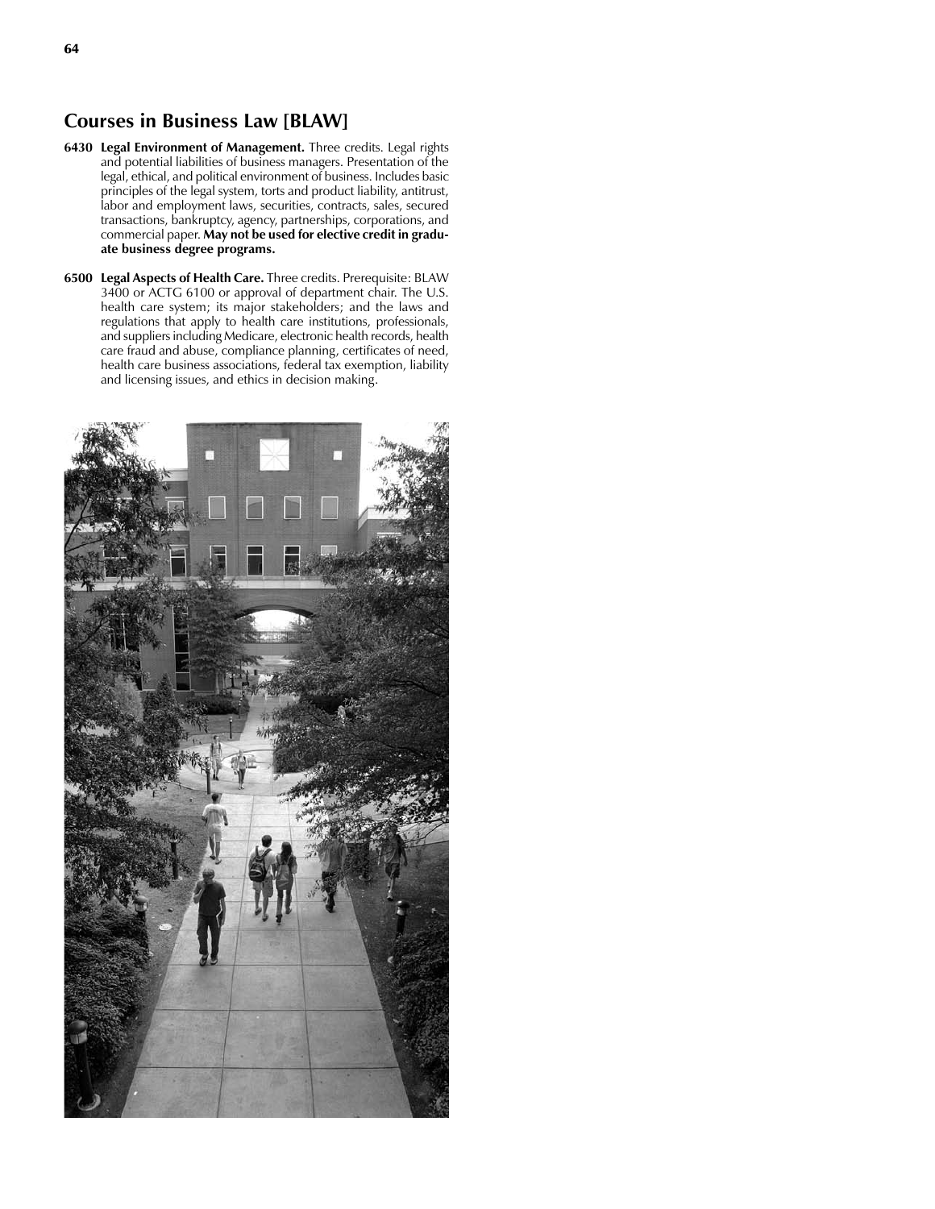## Courses in Business Law [BLAW]

**6430 Legal Environment of Management.** Three credits. Legal rights and potential liabilities of business managers. Presentation of the legal, ethical, and political environment of business. Includes basic principles of the legal system, torts and product liability, antitrust, labor and employment laws, securities, contracts, sales, secured transactions, bankruptcy, agency, partnerships, corporations, and commercial paper. **May not be used for elective credit in graduate business degree programs.**

**6500 Legal Aspects of Health Care.** Three credits. Prerequisite: BLAW 3400 or ACTG 6100 or approval of department chair. The U.S. health care system; its major stakeholders; and the laws and regulations that apply to health care institutions, professionals, and suppliers including Medicare, electronic health records, health care fraud and abuse, compliance planning, certificates of need, health care business associations, federal tax exemption, liability and licensing issues, and ethics in decision making.